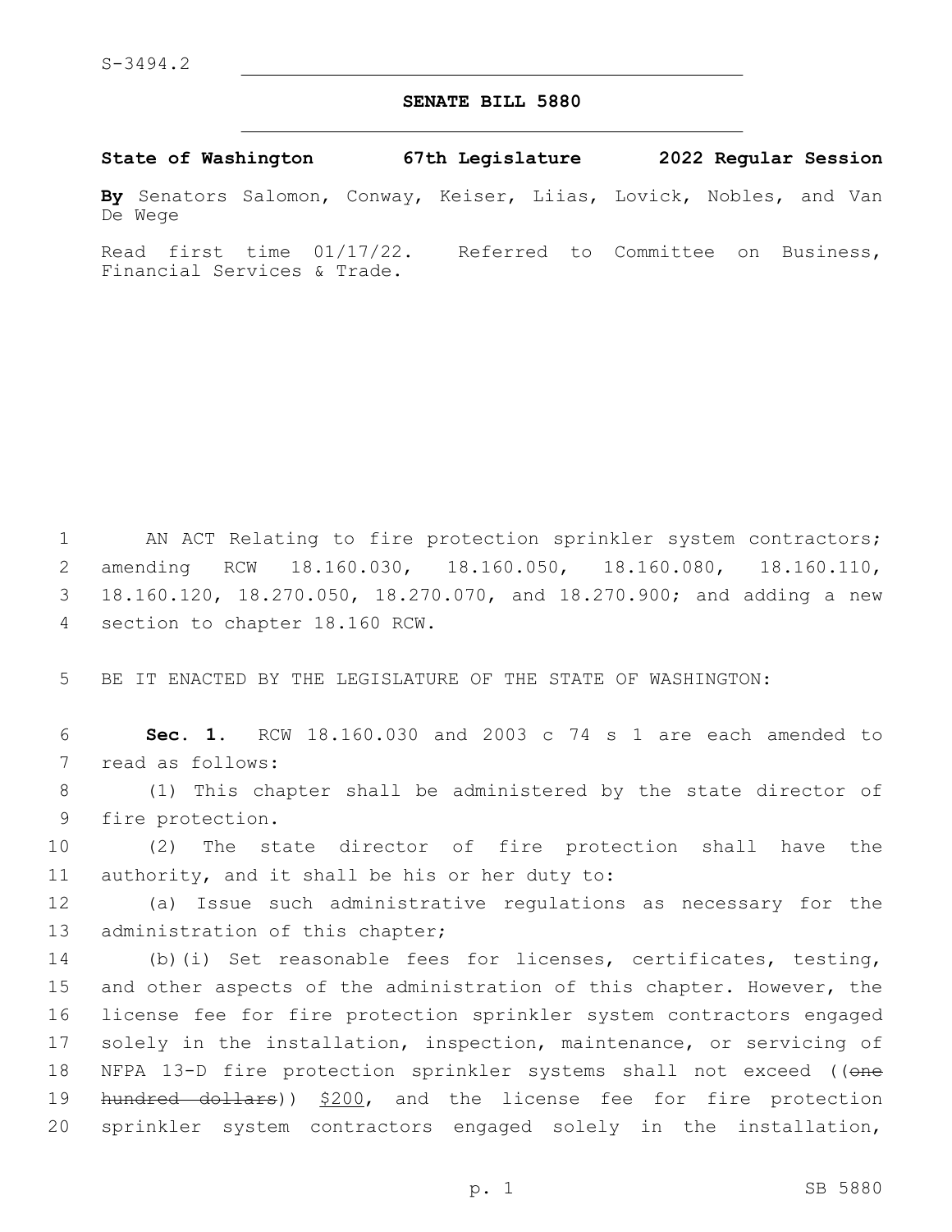S-3494.2

# SENATE BILL 5880

**State of Washington 67th Legislature 2022 Regular Session**

**By** Senators Salomon, Conway, Keiser, Liias, Lovick, Nobles, and Van De Wege

Read first time 01/17/22. Referred to Committee on Business, Financial Services & Trade.

AN ACT Relating to fire protection sprinkler system contractors; amending RCW 18.160.030, 18.160.050, 18.160.080, 18.160.110, 18.160.120, 18.270.050, 18.270.070, and 18.270.900; and adding a new section to chapter 18.160 RCW.

BE IT ENACTED BY THE LEGISLATURE OF THE STATE OF WASHINGTON:

**Sec. 1.** RCW 18.160.030 and 2003 c 74 s 1 are each amended to read as follows:

(1) This chapter shall be administered by the state director of fire protection.

(2) The state director of fire protection shall have the authority, and it shall be his or her duty to:

(a) Issue such administrative regulations as necessary for the administration of this chapter;

(b)(i) Set reasonable fees for licenses, certificates, testing, and other aspects of the administration of this chapter. However, the license fee for fire protection sprinkler system contractors engaged solely in the installation, inspection, maintenance, or servicing of NFPA 13-D fire protection sprinkler systems shall not exceed ((~~one hundred dollars~~)) $200, and the license fee for fire protection sprinkler system contractors engaged solely in the installation,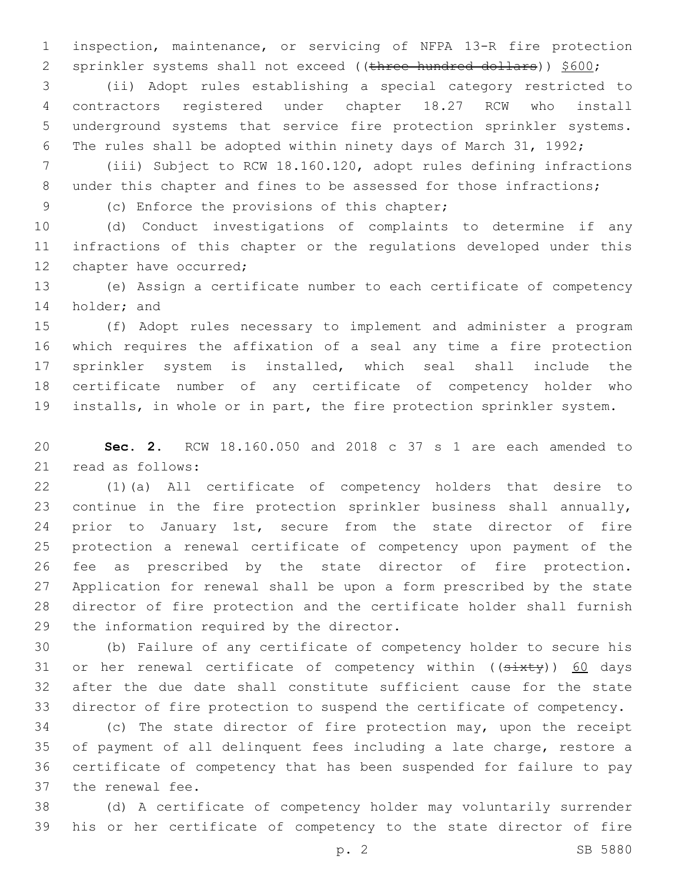inspection, maintenance, or servicing of NFPA 13-R fire protection sprinkler systems shall not exceed ((~~three hundred dollars~~)) $600;

(ii) Adopt rules establishing a special category restricted to contractors registered under chapter 18.27 RCW who install underground systems that service fire protection sprinkler systems. The rules shall be adopted within ninety days of March 31, 1992;

(iii) Subject to RCW 18.160.120, adopt rules defining infractions under this chapter and fines to be assessed for those infractions;

(c) Enforce the provisions of this chapter;

(d) Conduct investigations of complaints to determine if any infractions of this chapter or the regulations developed under this chapter have occurred;

(e) Assign a certificate number to each certificate of competency holder; and

(f) Adopt rules necessary to implement and administer a program which requires the affixation of a seal any time a fire protection sprinkler system is installed, which seal shall include the certificate number of any certificate of competency holder who installs, in whole or in part, the fire protection sprinkler system.

**Sec. 2.** RCW 18.160.050 and 2018 c 37 s 1 are each amended to read as follows:

(1)(a) All certificate of competency holders that desire to continue in the fire protection sprinkler business shall annually, prior to January 1st, secure from the state director of fire protection a renewal certificate of competency upon payment of the fee as prescribed by the state director of fire protection. Application for renewal shall be upon a form prescribed by the state director of fire protection and the certificate holder shall furnish the information required by the director.

(b) Failure of any certificate of competency holder to secure his or her renewal certificate of competency within ((~~sixty~~)) 60 days after the due date shall constitute sufficient cause for the state director of fire protection to suspend the certificate of competency.

(c) The state director of fire protection may, upon the receipt of payment of all delinquent fees including a late charge, restore a certificate of competency that has been suspended for failure to pay the renewal fee.

(d) A certificate of competency holder may voluntarily surrender his or her certificate of competency to the state director of fire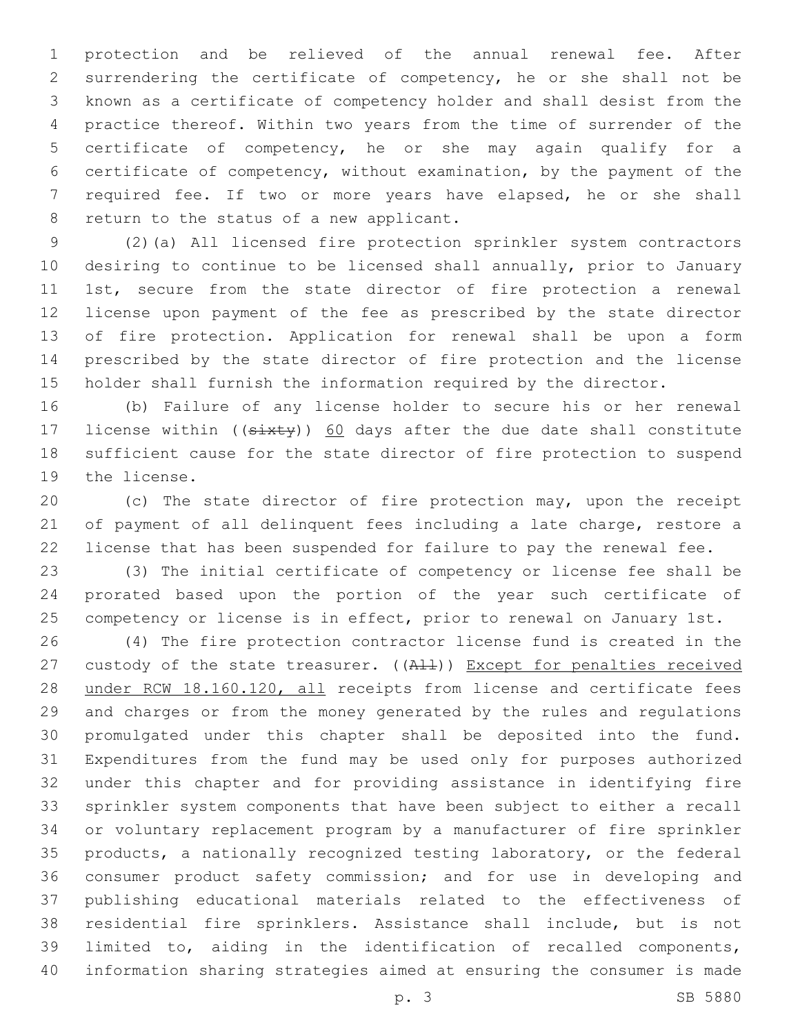protection and be relieved of the annual renewal fee. After surrendering the certificate of competency, he or she shall not be known as a certificate of competency holder and shall desist from the practice thereof. Within two years from the time of surrender of the certificate of competency, he or she may again qualify for a certificate of competency, without examination, by the payment of the required fee. If two or more years have elapsed, he or she shall return to the status of a new applicant.

(2)(a) All licensed fire protection sprinkler system contractors desiring to continue to be licensed shall annually, prior to January 1st, secure from the state director of fire protection a renewal license upon payment of the fee as prescribed by the state director of fire protection. Application for renewal shall be upon a form prescribed by the state director of fire protection and the license holder shall furnish the information required by the director.

(b) Failure of any license holder to secure his or her renewal license within ((~~sixty~~)) <u>60</u> days after the due date shall constitute sufficient cause for the state director of fire protection to suspend the license.

(c) The state director of fire protection may, upon the receipt of payment of all delinquent fees including a late charge, restore a license that has been suspended for failure to pay the renewal fee.

(3) The initial certificate of competency or license fee shall be prorated based upon the portion of the year such certificate of competency or license is in effect, prior to renewal on January 1st.

(4) The fire protection contractor license fund is created in the custody of the state treasurer. ((~~All~~)) <u>Except for penalties received under RCW 18.160.120, all</u> receipts from license and certificate fees and charges or from the money generated by the rules and regulations promulgated under this chapter shall be deposited into the fund. Expenditures from the fund may be used only for purposes authorized under this chapter and for providing assistance in identifying fire sprinkler system components that have been subject to either a recall or voluntary replacement program by a manufacturer of fire sprinkler products, a nationally recognized testing laboratory, or the federal consumer product safety commission; and for use in developing and publishing educational materials related to the effectiveness of residential fire sprinklers. Assistance shall include, but is not limited to, aiding in the identification of recalled components, information sharing strategies aimed at ensuring the consumer is made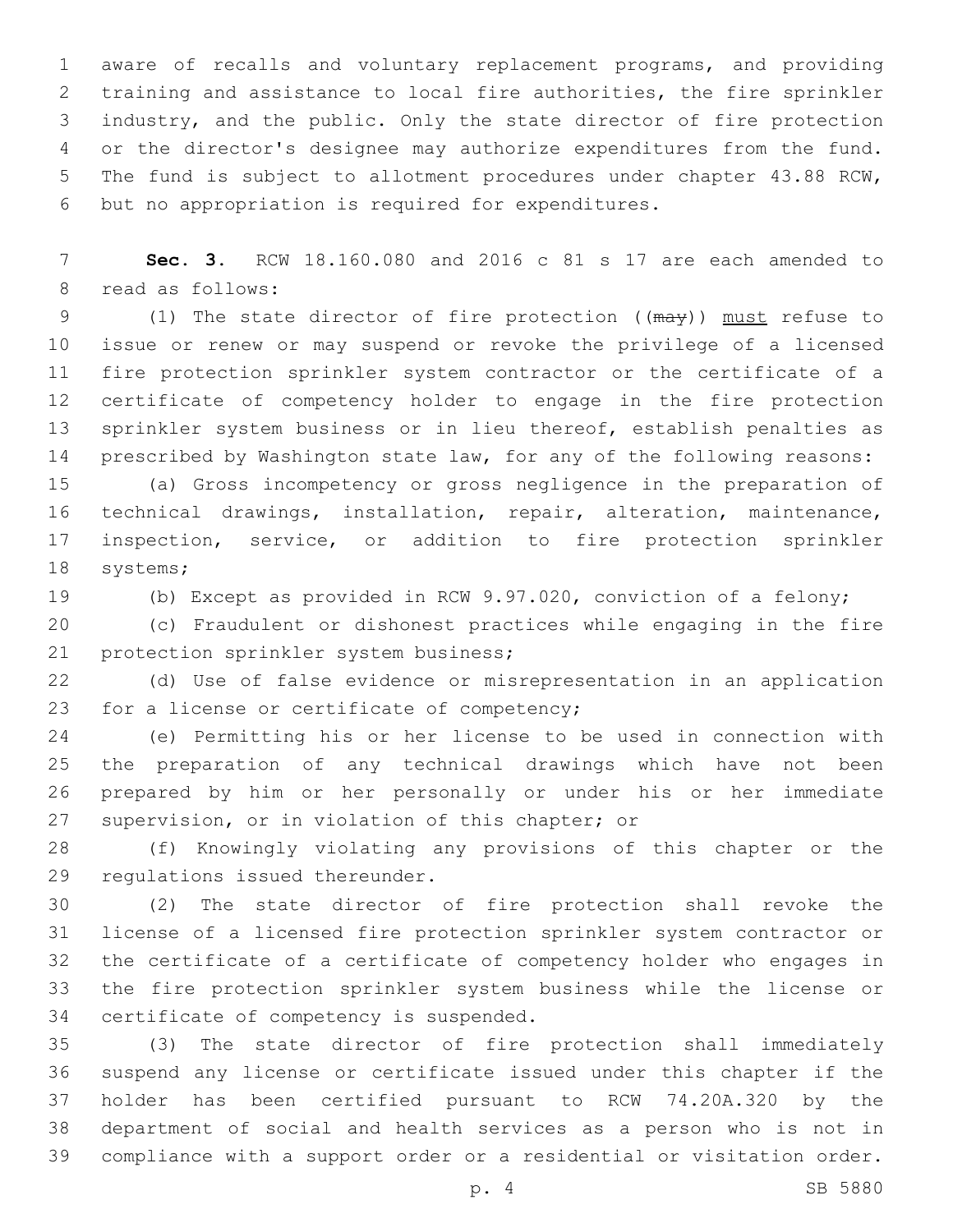aware of recalls and voluntary replacement programs, and providing training and assistance to local fire authorities, the fire sprinkler industry, and the public. Only the state director of fire protection or the director's designee may authorize expenditures from the fund. The fund is subject to allotment procedures under chapter 43.88 RCW, but no appropriation is required for expenditures.

**Sec. 3.** RCW 18.160.080 and 2016 c 81 s 17 are each amended to read as follows:

(1) The state director of fire protection ((~~may~~)) <u>must</u> refuse to issue or renew or may suspend or revoke the privilege of a licensed fire protection sprinkler system contractor or the certificate of a certificate of competency holder to engage in the fire protection sprinkler system business or in lieu thereof, establish penalties as prescribed by Washington state law, for any of the following reasons:

(a) Gross incompetency or gross negligence in the preparation of technical drawings, installation, repair, alteration, maintenance, inspection, service, or addition to fire protection sprinkler systems;

(b) Except as provided in RCW 9.97.020, conviction of a felony;

(c) Fraudulent or dishonest practices while engaging in the fire protection sprinkler system business;

(d) Use of false evidence or misrepresentation in an application for a license or certificate of competency;

(e) Permitting his or her license to be used in connection with the preparation of any technical drawings which have not been prepared by him or her personally or under his or her immediate supervision, or in violation of this chapter; or

(f) Knowingly violating any provisions of this chapter or the regulations issued thereunder.

(2) The state director of fire protection shall revoke the license of a licensed fire protection sprinkler system contractor or the certificate of a certificate of competency holder who engages in the fire protection sprinkler system business while the license or certificate of competency is suspended.

(3) The state director of fire protection shall immediately suspend any license or certificate issued under this chapter if the holder has been certified pursuant to RCW 74.20A.320 by the department of social and health services as a person who is not in compliance with a support order or a residential or visitation order.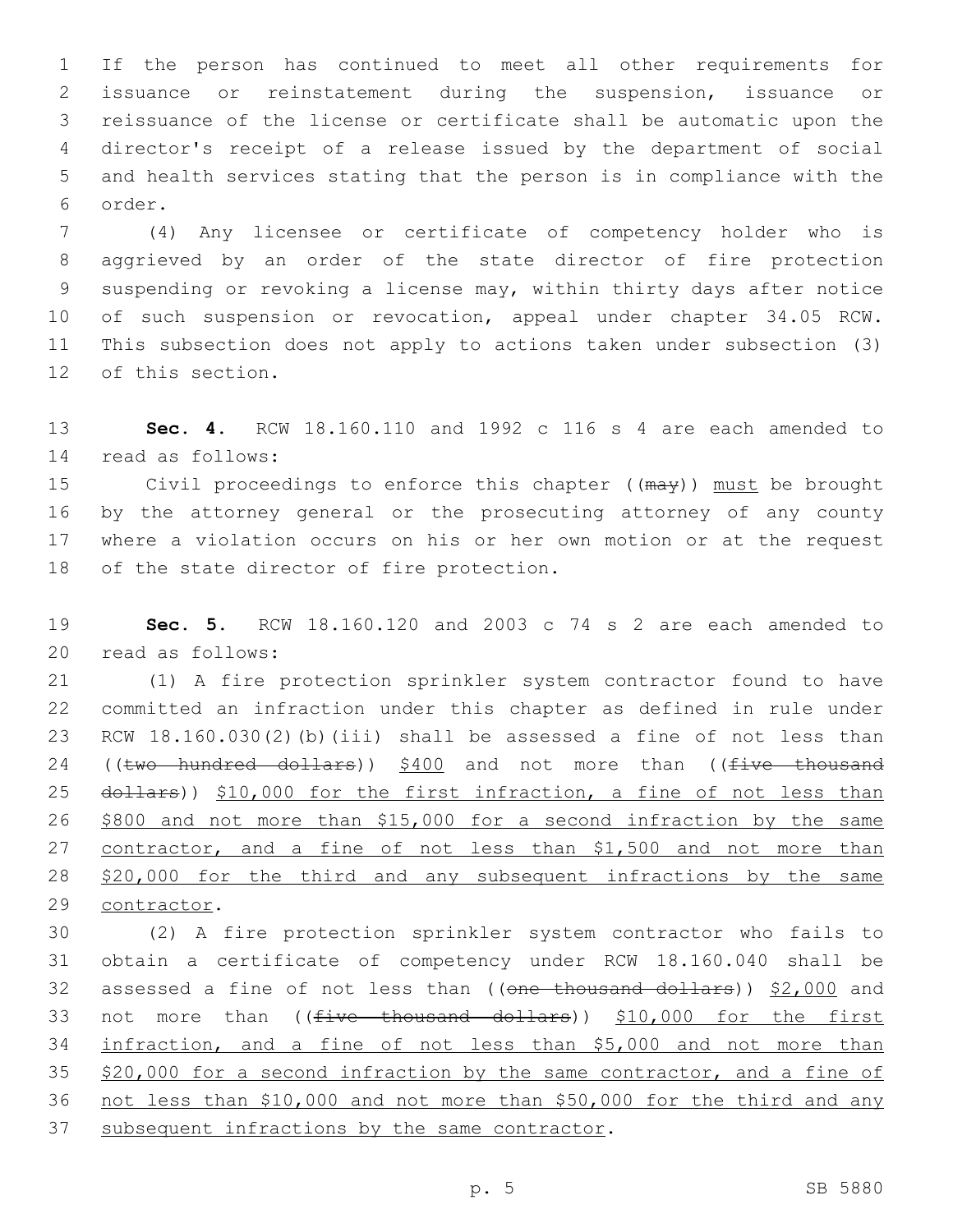If the person has continued to meet all other requirements for issuance or reinstatement during the suspension, issuance or reissuance of the license or certificate shall be automatic upon the director's receipt of a release issued by the department of social and health services stating that the person is in compliance with the order.

(4) Any licensee or certificate of competency holder who is aggrieved by an order of the state director of fire protection suspending or revoking a license may, within thirty days after notice of such suspension or revocation, appeal under chapter 34.05 RCW. This subsection does not apply to actions taken under subsection (3) of this section.

**Sec. 4.** RCW 18.160.110 and 1992 c 116 s 4 are each amended to read as follows:

Civil proceedings to enforce this chapter ((~~may~~)) <u>must</u> be brought by the attorney general or the prosecuting attorney of any county where a violation occurs on his or her own motion or at the request of the state director of fire protection.

**Sec. 5.** RCW 18.160.120 and 2003 c 74 s 2 are each amended to read as follows:

(1) A fire protection sprinkler system contractor found to have committed an infraction under this chapter as defined in rule under RCW 18.160.030(2)(b)(iii) shall be assessed a fine of not less than ((~~two hundred dollars~~)) <u>$400</u> and not more than ((~~five thousand dollars~~)) <u>$10,000 for the first infraction, a fine of not less than $800 and not more than $15,000 for a second infraction by the same contractor, and a fine of not less than $1,500 and not more than $20,000 for the third and any subsequent infractions by the same contractor</u>.

(2) A fire protection sprinkler system contractor who fails to obtain a certificate of competency under RCW 18.160.040 shall be assessed a fine of not less than ((~~one thousand dollars~~)) <u>$2,000</u> and not more than ((~~five thousand dollars~~)) <u>$10,000 for the first infraction, and a fine of not less than $5,000 and not more than $20,000 for a second infraction by the same contractor, and a fine of not less than $10,000 and not more than $50,000 for the third and any subsequent infractions by the same contractor</u>.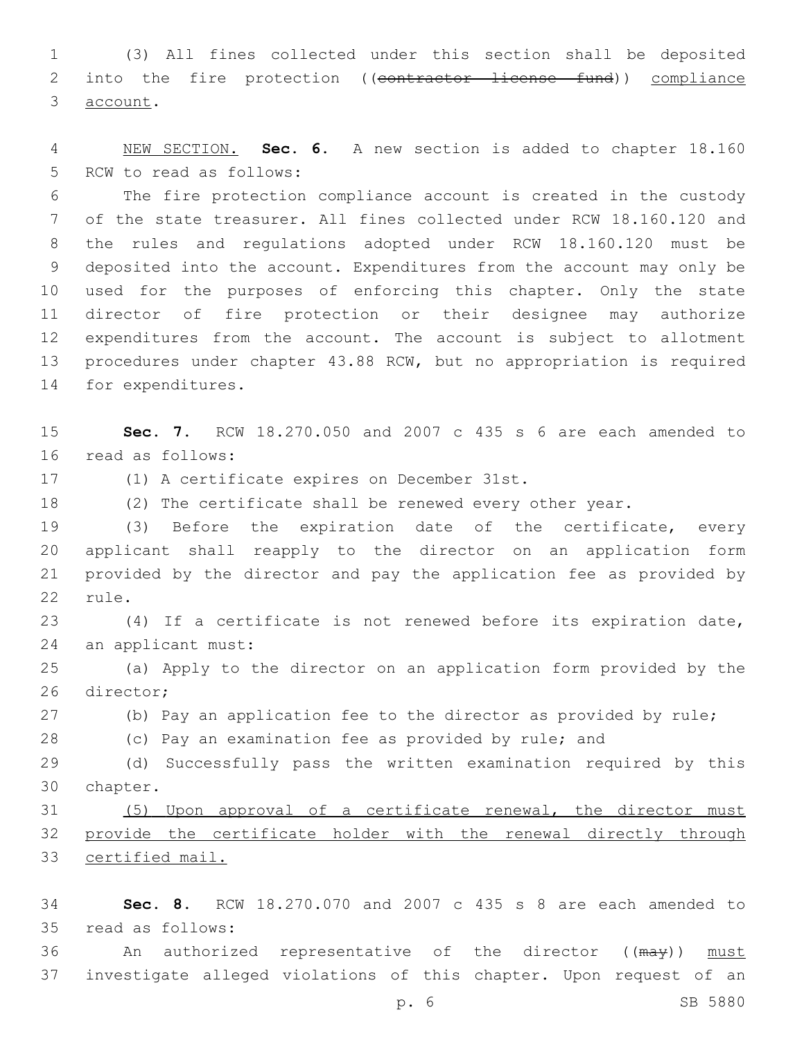(3) All fines collected under this section shall be deposited into the fire protection ((~~contractor license fund~~)) <u>compliance account</u>.

<u>NEW SECTION.</u> **Sec. 6.** A new section is added to chapter 18.160 RCW to read as follows:

The fire protection compliance account is created in the custody of the state treasurer. All fines collected under RCW 18.160.120 and the rules and regulations adopted under RCW 18.160.120 must be deposited into the account. Expenditures from the account may only be used for the purposes of enforcing this chapter. Only the state director of fire protection or their designee may authorize expenditures from the account. The account is subject to allotment procedures under chapter 43.88 RCW, but no appropriation is required for expenditures.

**Sec. 7.** RCW 18.270.050 and 2007 c 435 s 6 are each amended to read as follows:

(1) A certificate expires on December 31st.

(2) The certificate shall be renewed every other year.

(3) Before the expiration date of the certificate, every applicant shall reapply to the director on an application form provided by the director and pay the application fee as provided by rule.

(4) If a certificate is not renewed before its expiration date, an applicant must:

(a) Apply to the director on an application form provided by the director;

(b) Pay an application fee to the director as provided by rule;

(c) Pay an examination fee as provided by rule; and

(d) Successfully pass the written examination required by this chapter.

<u>(5) Upon approval of a certificate renewal, the director must provide the certificate holder with the renewal directly through certified mail.</u>

**Sec. 8.** RCW 18.270.070 and 2007 c 435 s 8 are each amended to read as follows:

An authorized representative of the director ((~~may~~)) <u>must</u> investigate alleged violations of this chapter. Upon request of an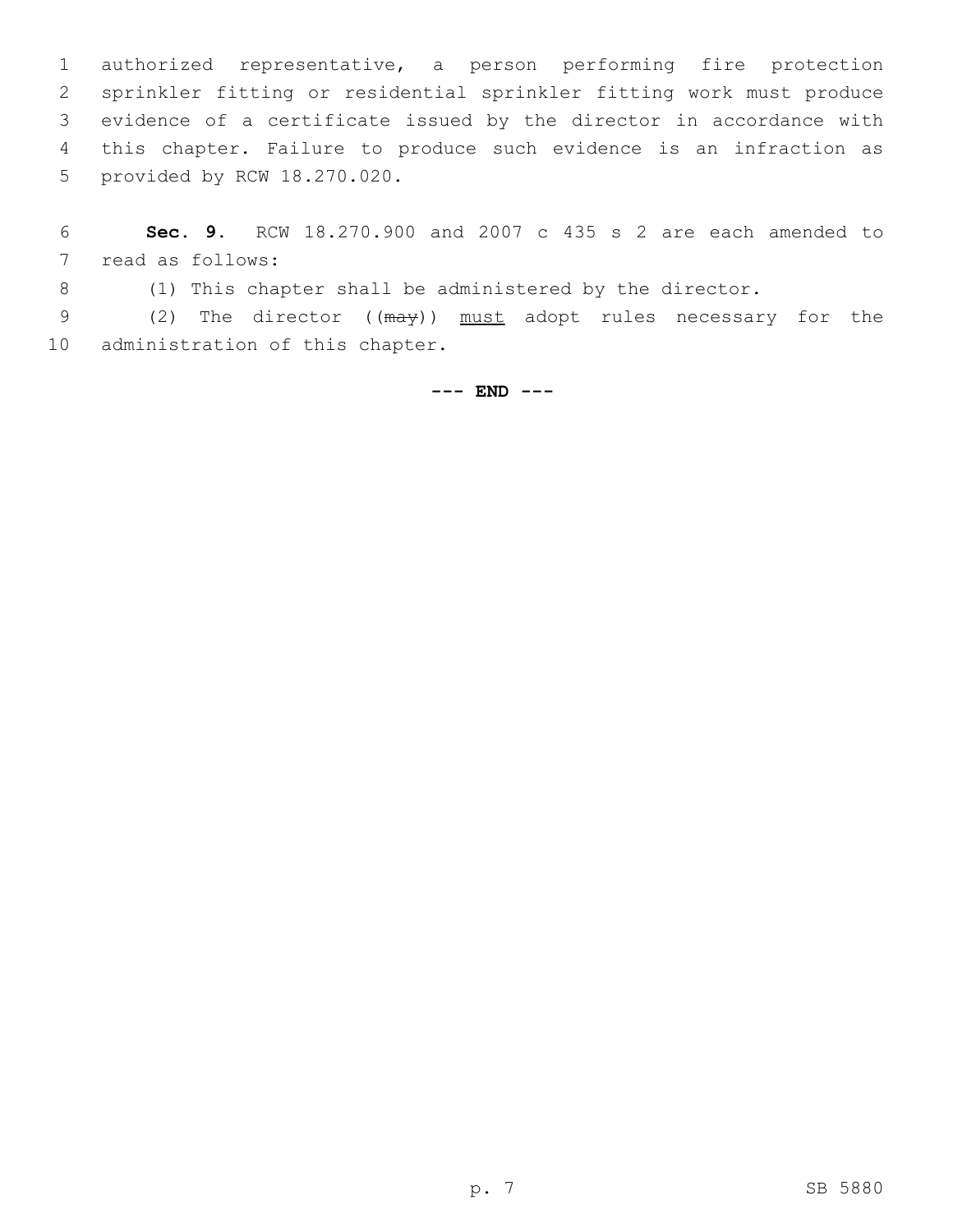authorized representative, a person performing fire protection sprinkler fitting or residential sprinkler fitting work must produce evidence of a certificate issued by the director in accordance with this chapter. Failure to produce such evidence is an infraction as provided by RCW 18.270.020.

**Sec. 9.** RCW 18.270.900 and 2007 c 435 s 2 are each amended to read as follows:

(1) This chapter shall be administered by the director.

(2) The director ((~~may~~)) <u>must</u> adopt rules necessary for the administration of this chapter.

**--- END ---**